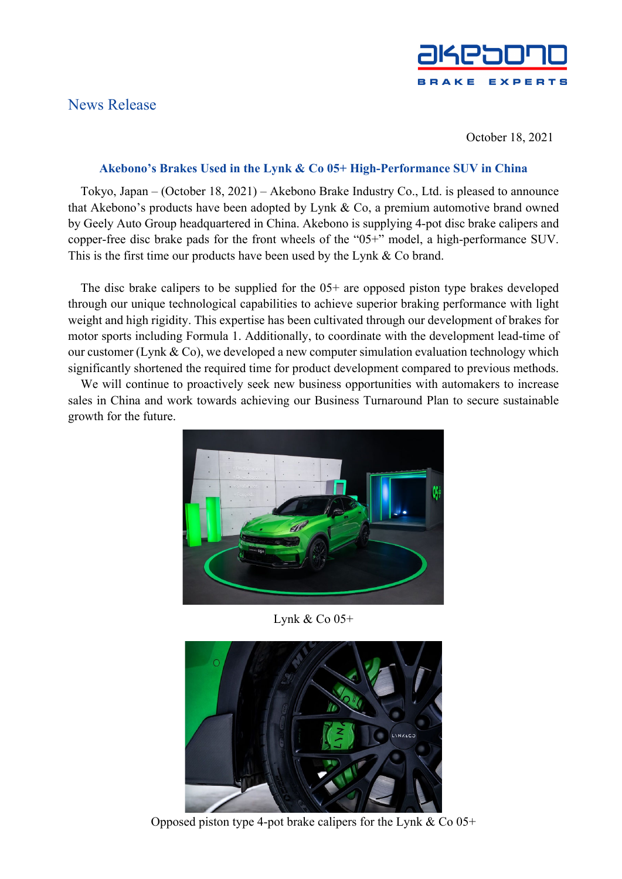News Release

October 18, 2021

## Akebono's Brakes Used in the Lynk & Co 05+ High-Performance SUV in China

Tokyo, Japan – (October 18, 2021) – Akebono Brake Industry Co., Ltd. is pleased to announce that Akebono's products have been adopted by Lynk & Co, a premium automotive brand owned by Geely Auto Group headquartered in China. Akebono is supplying 4-pot disc brake calipers and copper-free disc brake pads for the front wheels of the "05+" model, a high-performance SUV. This is the first time our products have been used by the Lynk & Co brand.

The disc brake calipers to be supplied for the 05+ are opposed piston type brakes developed through our unique technological capabilities to achieve superior braking performance with light weight and high rigidity. This expertise has been cultivated through our development of brakes for motor sports including Formula 1. Additionally, to coordinate with the development lead-time of our customer (Lynk & Co), we developed a new computer simulation evaluation technology which significantly shortened the required time for product development compared to previous methods.

We will continue to proactively seek new business opportunities with automakers to increase sales in China and work towards achieving our Business Turnaround Plan to secure sustainable growth for the future.

Lynk & Co 05+

Opposed piston type 4-pot brake calipers for the Lynk & Co 05+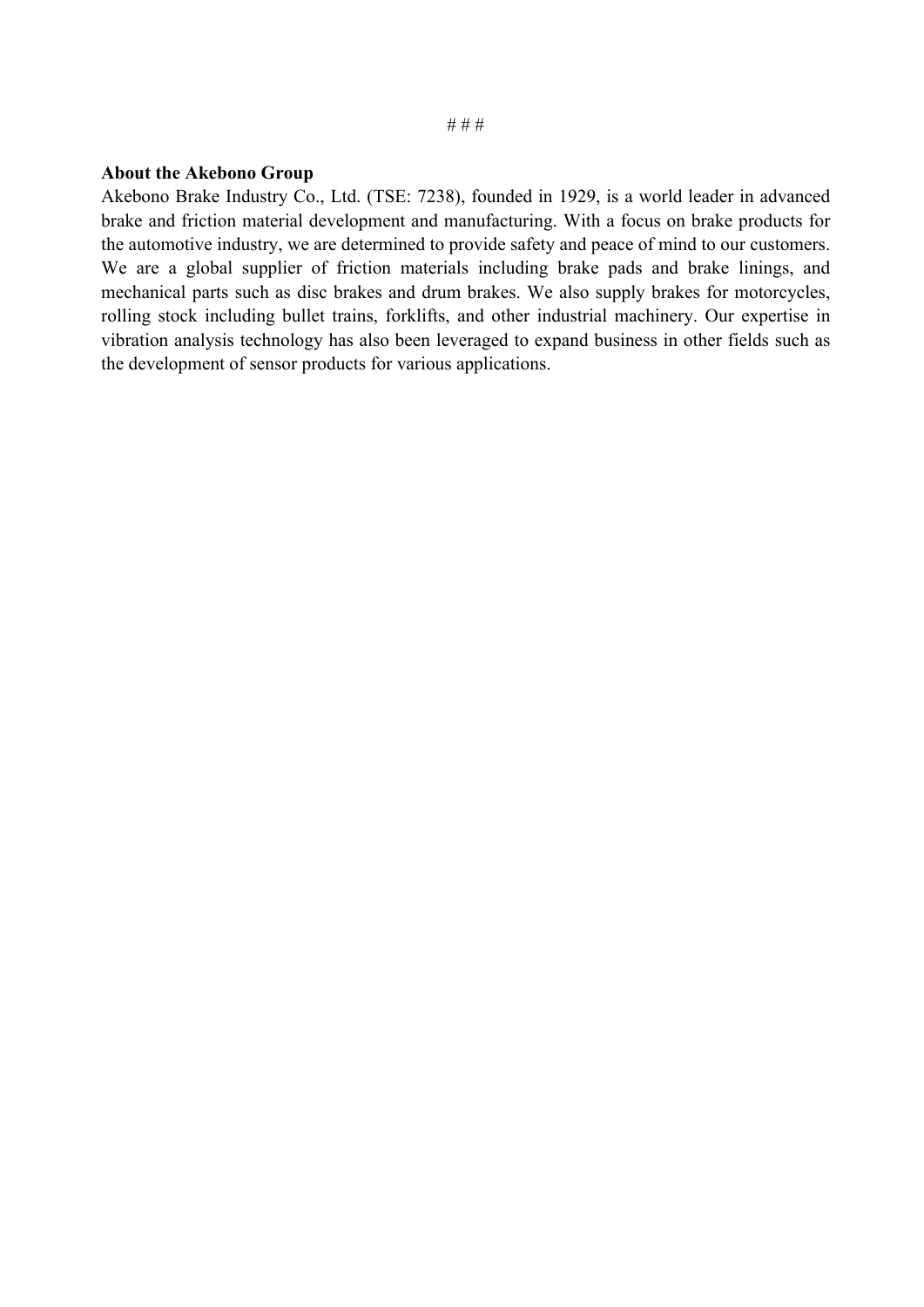# # #

**About the Akebono Group**

Akebono Brake Industry Co., Ltd. (TSE: 7238), founded in 1929, is a world leader in advanced brake and friction material development and manufacturing. With a focus on brake products for the automotive industry, we are determined to provide safety and peace of mind to our customers. We are a global supplier of friction materials including brake pads and brake linings, and mechanical parts such as disc brakes and drum brakes. We also supply brakes for motorcycles, rolling stock including bullet trains, forklifts, and other industrial machinery. Our expertise in vibration analysis technology has also been leveraged to expand business in other fields such as the development of sensor products for various applications.